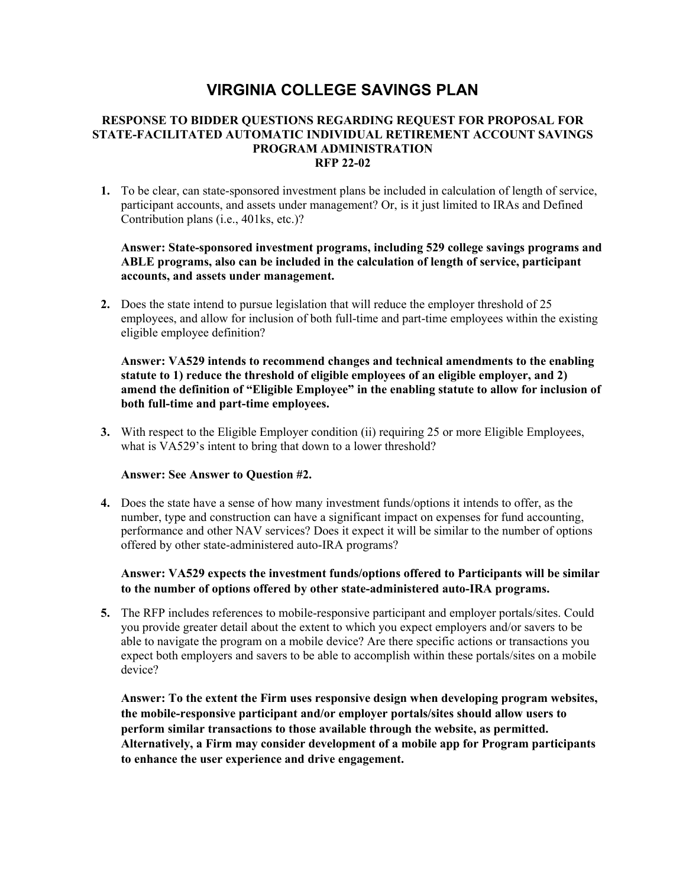# VIRGINIA COLLEGE SAVINGS PLAN

### RESPONSE TO BIDDER QUESTIONS REGARDING REQUEST FOR PROPOSAL FOR STATE-FACILITATED AUTOMATIC INDIVIDUAL RETIREMENT ACCOUNT SAVINGS PROGRAM ADMINISTRATION
### RFP 22-02

1. To be clear, can state-sponsored investment plans be included in calculation of length of service, participant accounts, and assets under management? Or, is it just limited to IRAs and Defined Contribution plans (i.e., 401ks, etc.)?

   **Answer: State-sponsored investment programs, including 529 college savings programs and ABLE programs, also can be included in the calculation of length of service, participant accounts, and assets under management.**

2. Does the state intend to pursue legislation that will reduce the employer threshold of 25 employees, and allow for inclusion of both full-time and part-time employees within the existing eligible employee definition?

   **Answer: VA529 intends to recommend changes and technical amendments to the enabling statute to 1) reduce the threshold of eligible employees of an eligible employer, and 2) amend the definition of "Eligible Employee" in the enabling statute to allow for inclusion of both full-time and part-time employees.**

3. With respect to the Eligible Employer condition (ii) requiring 25 or more Eligible Employees, what is VA529's intent to bring that down to a lower threshold?

   **Answer: See Answer to Question #2.**

4. Does the state have a sense of how many investment funds/options it intends to offer, as the number, type and construction can have a significant impact on expenses for fund accounting, performance and other NAV services? Does it expect it will be similar to the number of options offered by other state-administered auto-IRA programs?

   **Answer: VA529 expects the investment funds/options offered to Participants will be similar to the number of options offered by other state-administered auto-IRA programs.**

5. The RFP includes references to mobile-responsive participant and employer portals/sites. Could you provide greater detail about the extent to which you expect employers and/or savers to be able to navigate the program on a mobile device? Are there specific actions or transactions you expect both employers and savers to be able to accomplish within these portals/sites on a mobile device?

   **Answer: To the extent the Firm uses responsive design when developing program websites, the mobile-responsive participant and/or employer portals/sites should allow users to perform similar transactions to those available through the website, as permitted. Alternatively, a Firm may consider development of a mobile app for Program participants to enhance the user experience and drive engagement.**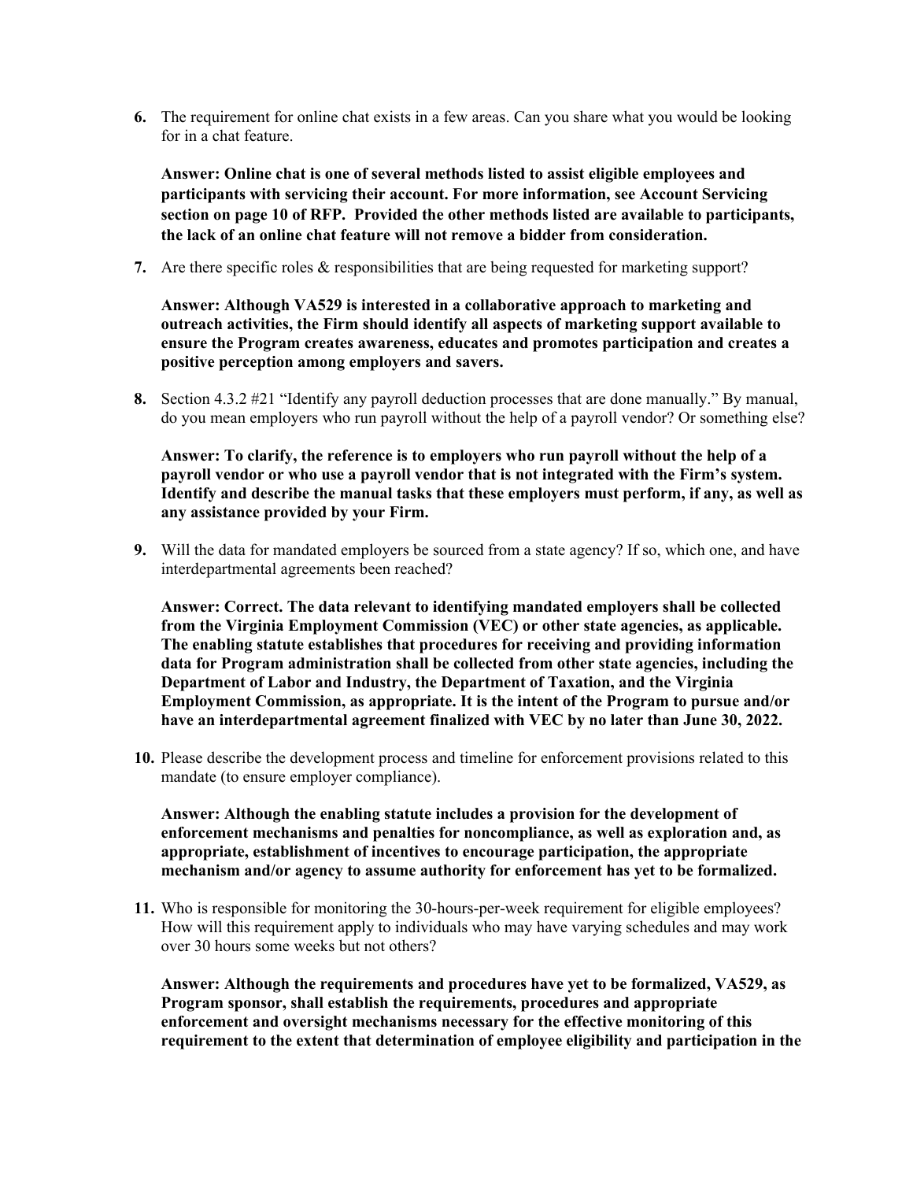**6.** The requirement for online chat exists in a few areas. Can you share what you would be looking for in a chat feature.

**Answer: Online chat is one of several methods listed to assist eligible employees and participants with servicing their account. For more information, see Account Servicing section on page 10 of RFP. Provided the other methods listed are available to participants, the lack of an online chat feature will not remove a bidder from consideration.**

**7.** Are there specific roles & responsibilities that are being requested for marketing support?

**Answer: Although VA529 is interested in a collaborative approach to marketing and outreach activities, the Firm should identify all aspects of marketing support available to ensure the Program creates awareness, educates and promotes participation and creates a positive perception among employers and savers.**

**8.** Section 4.3.2 #21 "Identify any payroll deduction processes that are done manually." By manual, do you mean employers who run payroll without the help of a payroll vendor? Or something else?

**Answer: To clarify, the reference is to employers who run payroll without the help of a payroll vendor or who use a payroll vendor that is not integrated with the Firm's system. Identify and describe the manual tasks that these employers must perform, if any, as well as any assistance provided by your Firm.**

**9.** Will the data for mandated employers be sourced from a state agency? If so, which one, and have interdepartmental agreements been reached?

**Answer: Correct. The data relevant to identifying mandated employers shall be collected from the Virginia Employment Commission (VEC) or other state agencies, as applicable. The enabling statute establishes that procedures for receiving and providing information data for Program administration shall be collected from other state agencies, including the Department of Labor and Industry, the Department of Taxation, and the Virginia Employment Commission, as appropriate. It is the intent of the Program to pursue and/or have an interdepartmental agreement finalized with VEC by no later than June 30, 2022.**

**10.** Please describe the development process and timeline for enforcement provisions related to this mandate (to ensure employer compliance).

**Answer: Although the enabling statute includes a provision for the development of enforcement mechanisms and penalties for noncompliance, as well as exploration and, as appropriate, establishment of incentives to encourage participation, the appropriate mechanism and/or agency to assume authority for enforcement has yet to be formalized.**

**11.** Who is responsible for monitoring the 30-hours-per-week requirement for eligible employees? How will this requirement apply to individuals who may have varying schedules and may work over 30 hours some weeks but not others?

**Answer: Although the requirements and procedures have yet to be formalized, VA529, as Program sponsor, shall establish the requirements, procedures and appropriate enforcement and oversight mechanisms necessary for the effective monitoring of this requirement to the extent that determination of employee eligibility and participation in the**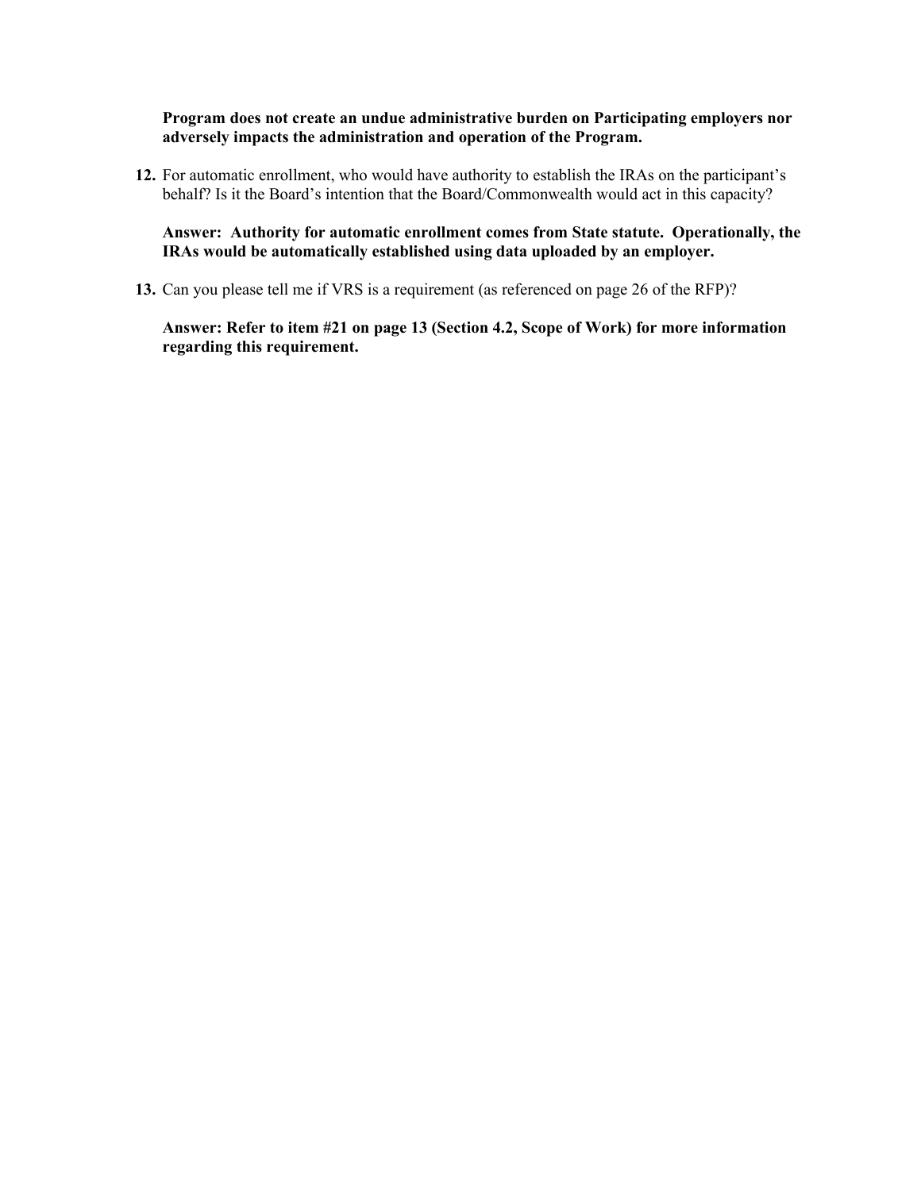**Program does not create an undue administrative burden on Participating employers nor adversely impacts the administration and operation of the Program.**

12. For automatic enrollment, who would have authority to establish the IRAs on the participant's behalf? Is it the Board's intention that the Board/Commonwealth would act in this capacity?

    **Answer: Authority for automatic enrollment comes from State statute. Operationally, the IRAs would be automatically established using data uploaded by an employer.**

13. Can you please tell me if VRS is a requirement (as referenced on page 26 of the RFP)?

    **Answer: Refer to item #21 on page 13 (Section 4.2, Scope of Work) for more information regarding this requirement.**